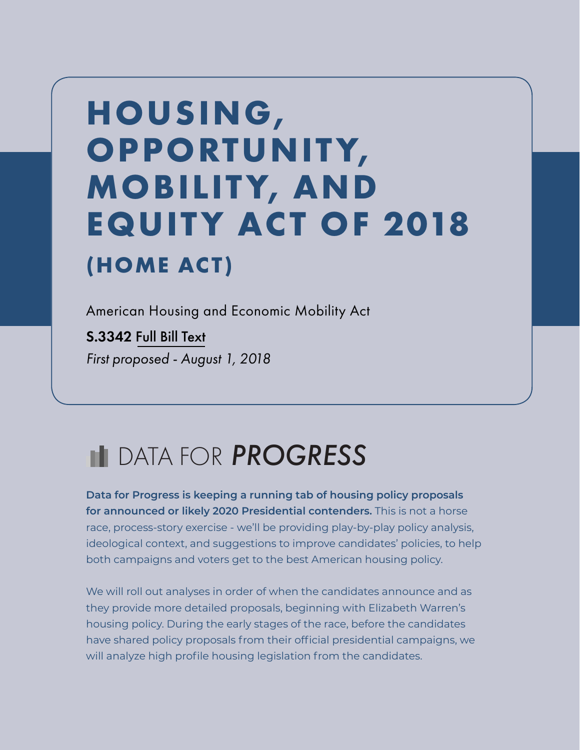# HOUSING, OPPORTUNITY, MOBILITY, AND EQUITY ACT OF 2018

## (HOME ACT)

American Housing and Economic Mobility Act

**S.3342** Full Bill Text

*First proposed - August 1, 2018*

DATA FOR *PROGRESS*

**Data for Progress is keeping a running tab of housing policy proposals for announced or likely 2020 Presidential contenders.** This is not a horse race, process-story exercise - we'll be providing play-by-play policy analysis, ideological context, and suggestions to improve candidates' policies, to help both campaigns and voters get to the best American housing policy.

We will roll out analyses in order of when the candidates announce and as they provide more detailed proposals, beginning with Elizabeth Warren's housing policy. During the early stages of the race, before the candidates have shared policy proposals from their official presidential campaigns, we will analyze high profile housing legislation from the candidates.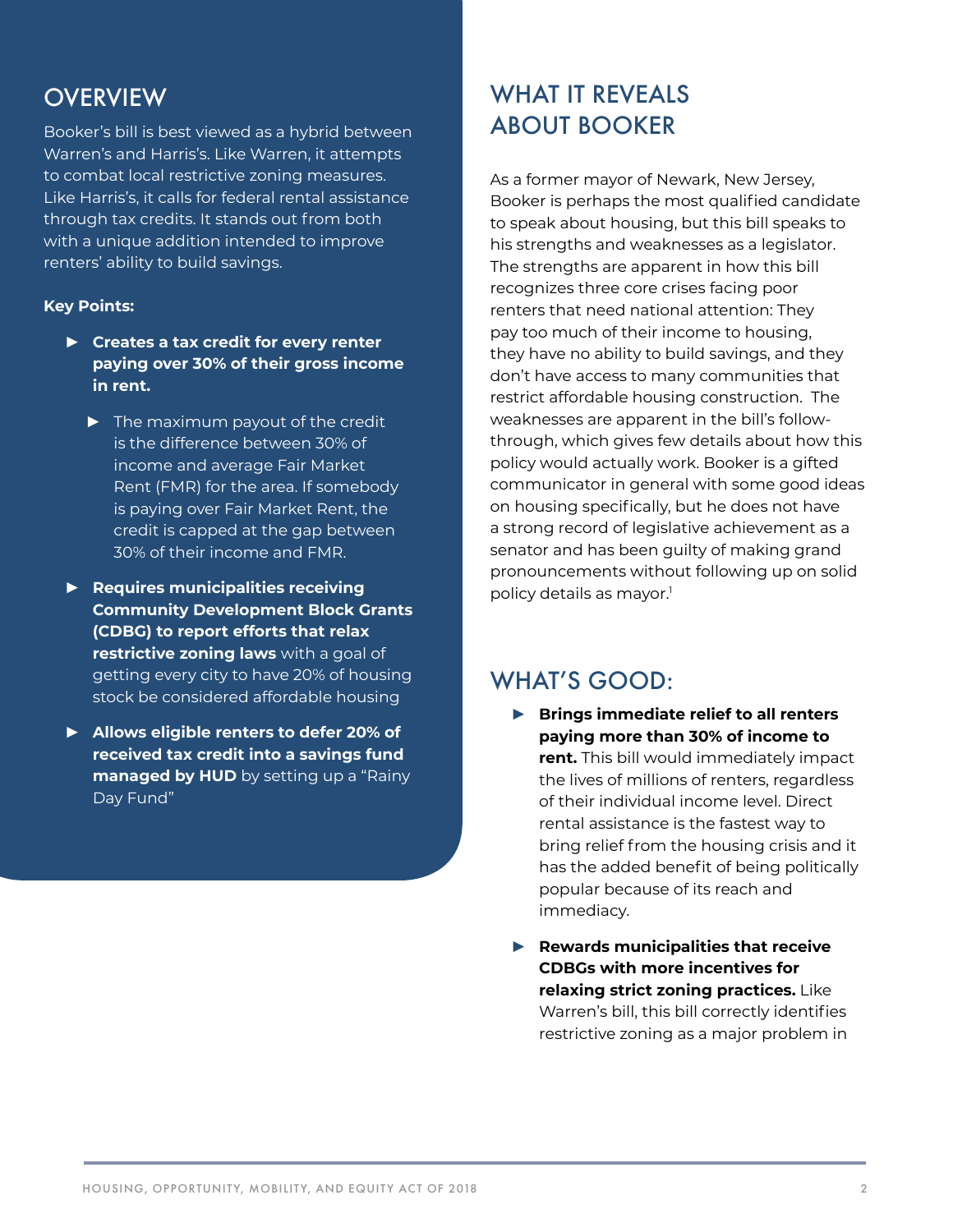## OVERVIEW

Booker's bill is best viewed as a hybrid between Warren's and Harris's. Like Warren, it attempts to combat local restrictive zoning measures. Like Harris's, it calls for federal rental assistance through tax credits. It stands out from both with a unique addition intended to improve renters' ability to build savings.

**Key Points:**

- **Creates a tax credit for every renter paying over 30% of their gross income in rent.**
  - The maximum payout of the credit is the difference between 30% of income and average Fair Market Rent (FMR) for the area. If somebody is paying over Fair Market Rent, the credit is capped at the gap between 30% of their income and FMR.
- **Requires municipalities receiving Community Development Block Grants (CDBG) to report efforts that relax restrictive zoning laws** with a goal of getting every city to have 20% of housing stock be considered affordable housing
- **Allows eligible renters to defer 20% of received tax credit into a savings fund managed by HUD** by setting up a "Rainy Day Fund"

## WHAT IT REVEALS ABOUT BOOKER

As a former mayor of Newark, New Jersey, Booker is perhaps the most qualified candidate to speak about housing, but this bill speaks to his strengths and weaknesses as a legislator. The strengths are apparent in how this bill recognizes three core crises facing poor renters that need national attention: They pay too much of their income to housing, they have no ability to build savings, and they don't have access to many communities that restrict affordable housing construction. The weaknesses are apparent in the bill's follow-through, which gives few details about how this policy would actually work. Booker is a gifted communicator in general with some good ideas on housing specifically, but he does not have a strong record of legislative achievement as a senator and has been guilty of making grand pronouncements without following up on solid policy details as mayor.[1]

## WHAT'S GOOD:

- **Brings immediate relief to all renters paying more than 30% of income to rent.** This bill would immediately impact the lives of millions of renters, regardless of their individual income level. Direct rental assistance is the fastest way to bring relief from the housing crisis and it has the added benefit of being politically popular because of its reach and immediacy.
- **Rewards municipalities that receive CDBGs with more incentives for relaxing strict zoning practices.** Like Warren's bill, this bill correctly identifies restrictive zoning as a major problem in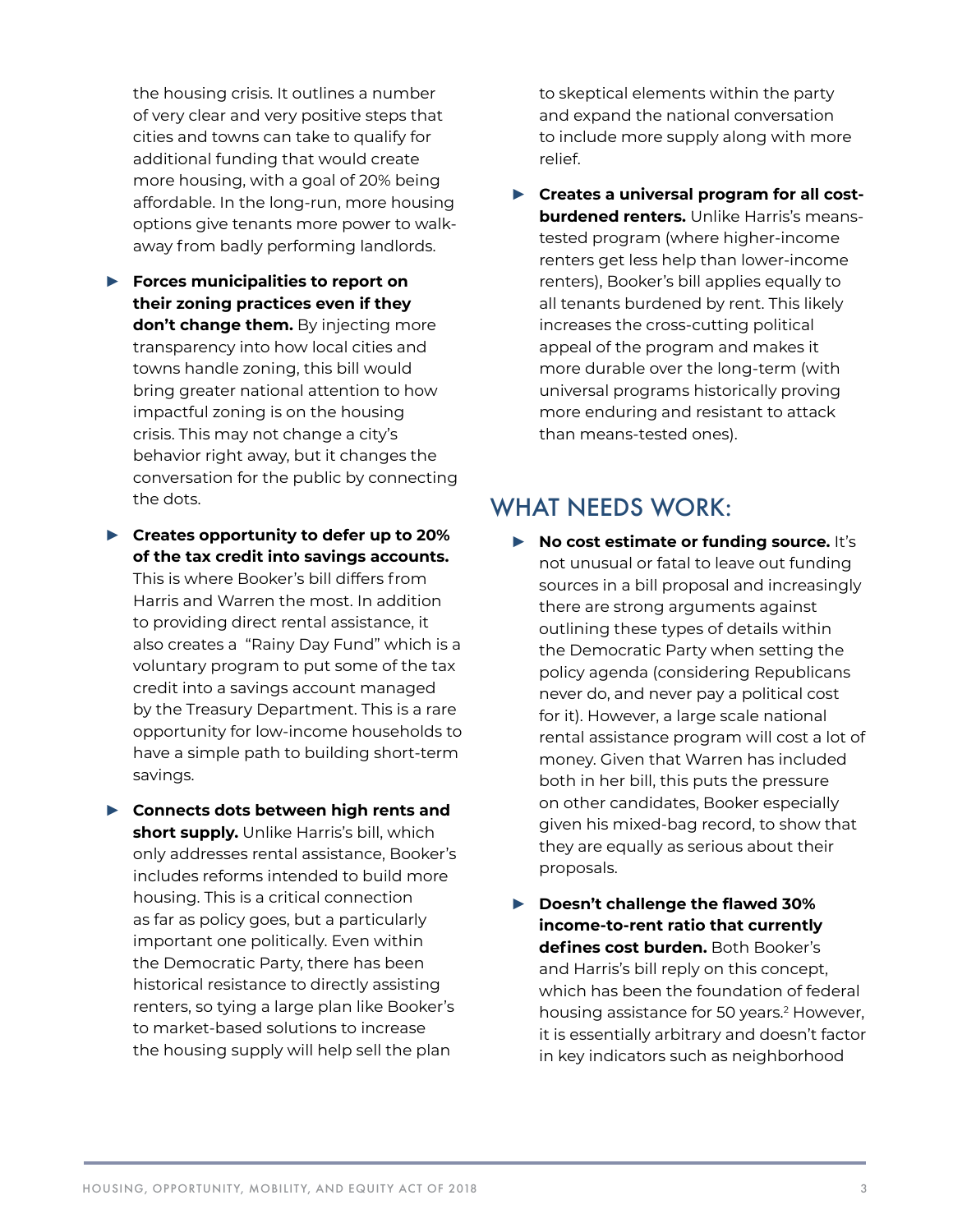the housing crisis. It outlines a number of very clear and very positive steps that cities and towns can take to qualify for additional funding that would create more housing, with a goal of 20% being affordable. In the long-run, more housing options give tenants more power to walk-away from badly performing landlords.

- **Forces municipalities to report on their zoning practices even if they don't change them.** By injecting more transparency into how local cities and towns handle zoning, this bill would bring greater national attention to how impactful zoning is on the housing crisis. This may not change a city's behavior right away, but it changes the conversation for the public by connecting the dots.

- **Creates opportunity to defer up to 20% of the tax credit into savings accounts.** This is where Booker's bill differs from Harris and Warren the most. In addition to providing direct rental assistance, it also creates a "Rainy Day Fund" which is a voluntary program to put some of the tax credit into a savings account managed by the Treasury Department. This is a rare opportunity for low-income households to have a simple path to building short-term savings.

- **Connects dots between high rents and short supply.** Unlike Harris's bill, which only addresses rental assistance, Booker's includes reforms intended to build more housing. This is a critical connection as far as policy goes, but a particularly important one politically. Even within the Democratic Party, there has been historical resistance to directly assisting renters, so tying a large plan like Booker's to market-based solutions to increase the housing supply will help sell the plan to skeptical elements within the party and expand the national conversation to include more supply along with more relief.

- **Creates a universal program for all cost-burdened renters.** Unlike Harris's means-tested program (where higher-income renters get less help than lower-income renters), Booker's bill applies equally to all tenants burdened by rent. This likely increases the cross-cutting political appeal of the program and makes it more durable over the long-term (with universal programs historically proving more enduring and resistant to attack than means-tested ones).

## WHAT NEEDS WORK:

- **No cost estimate or funding source.** It's not unusual or fatal to leave out funding sources in a bill proposal and increasingly there are strong arguments against outlining these types of details within the Democratic Party when setting the policy agenda (considering Republicans never do, and never pay a political cost for it). However, a large scale national rental assistance program will cost a lot of money. Given that Warren has included both in her bill, this puts the pressure on other candidates, Booker especially given his mixed-bag record, to show that they are equally as serious about their proposals.

- **Doesn't challenge the flawed 30% income-to-rent ratio that currently defines cost burden.** Both Booker's and Harris's bill reply on this concept, which has been the foundation of federal housing assistance for 50 years.[2] However, it is essentially arbitrary and doesn't factor in key indicators such as neighborhood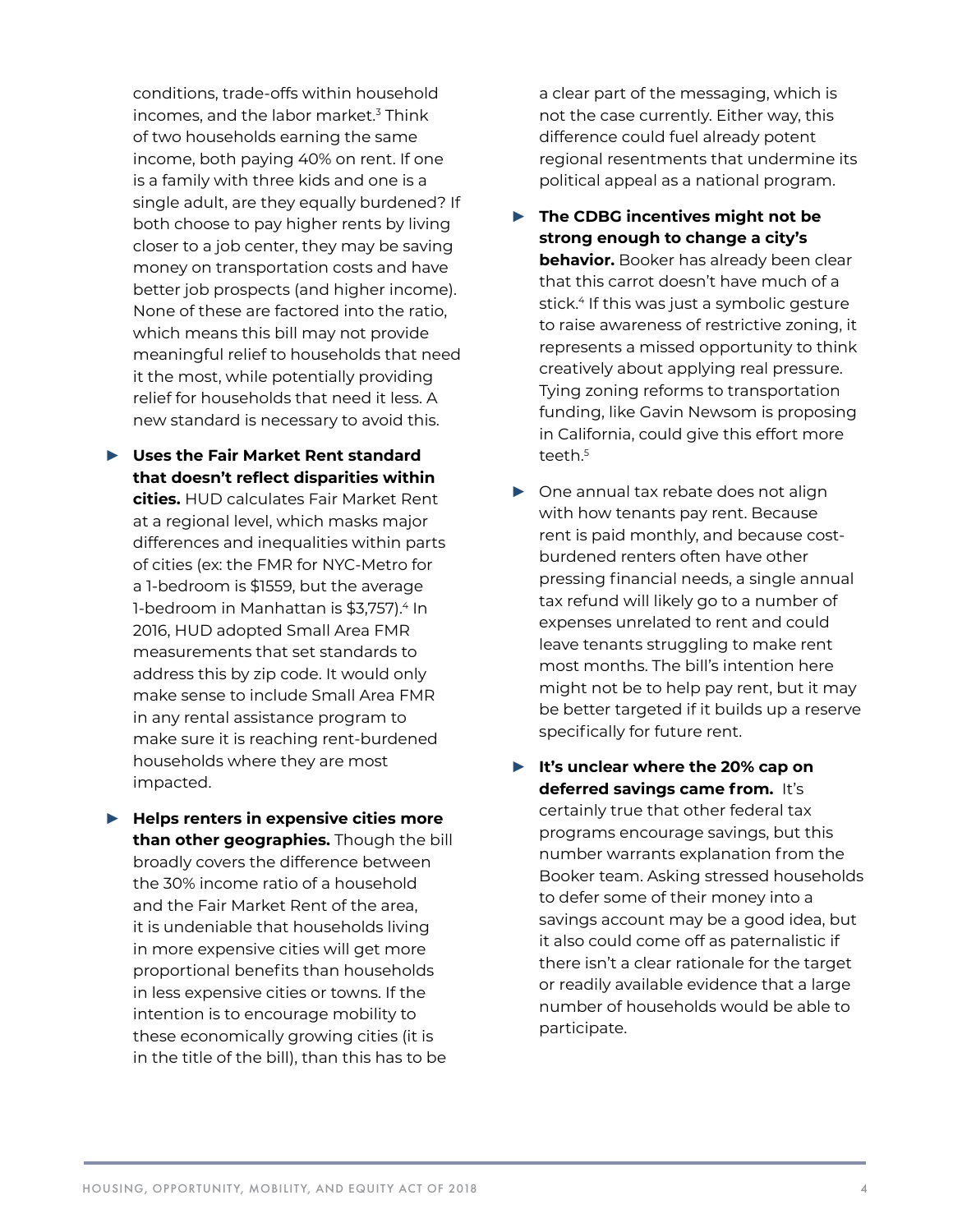conditions, trade-offs within household incomes, and the labor market.[3] Think of two households earning the same income, both paying 40% on rent. If one is a family with three kids and one is a single adult, are they equally burdened? If both choose to pay higher rents by living closer to a job center, they may be saving money on transportation costs and have better job prospects (and higher income). None of these are factored into the ratio, which means this bill may not provide meaningful relief to households that need it the most, while potentially providing relief for households that need it less. A new standard is necessary to avoid this.

- **Uses the Fair Market Rent standard that doesn't reflect disparities within cities.** HUD calculates Fair Market Rent at a regional level, which masks major differences and inequalities within parts of cities (ex: the FMR for NYC-Metro for a 1-bedroom is $1559, but the average 1-bedroom in Manhattan is $3,757).[4] In 2016, HUD adopted Small Area FMR measurements that set standards to address this by zip code. It would only make sense to include Small Area FMR in any rental assistance program to make sure it is reaching rent-burdened households where they are most impacted.

- **Helps renters in expensive cities more than other geographies.** Though the bill broadly covers the difference between the 30% income ratio of a household and the Fair Market Rent of the area, it is undeniable that households living in more expensive cities will get more proportional benefits than households in less expensive cities or towns. If the intention is to encourage mobility to these economically growing cities (it is in the title of the bill), than this has to be a clear part of the messaging, which is not the case currently. Either way, this difference could fuel already potent regional resentments that undermine its political appeal as a national program.

- **The CDBG incentives might not be strong enough to change a city's behavior.** Booker has already been clear that this carrot doesn't have much of a stick.[4] If this was just a symbolic gesture to raise awareness of restrictive zoning, it represents a missed opportunity to think creatively about applying real pressure. Tying zoning reforms to transportation funding, like Gavin Newsom is proposing in California, could give this effort more teeth.[5]

- One annual tax rebate does not align with how tenants pay rent. Because rent is paid monthly, and because cost-burdened renters often have other pressing financial needs, a single annual tax refund will likely go to a number of expenses unrelated to rent and could leave tenants struggling to make rent most months. The bill's intention here might not be to help pay rent, but it may be better targeted if it builds up a reserve specifically for future rent.

- **It's unclear where the 20% cap on deferred savings came from.** It's certainly true that other federal tax programs encourage savings, but this number warrants explanation from the Booker team. Asking stressed households to defer some of their money into a savings account may be a good idea, but it also could come off as paternalistic if there isn't a clear rationale for the target or readily available evidence that a large number of households would be able to participate.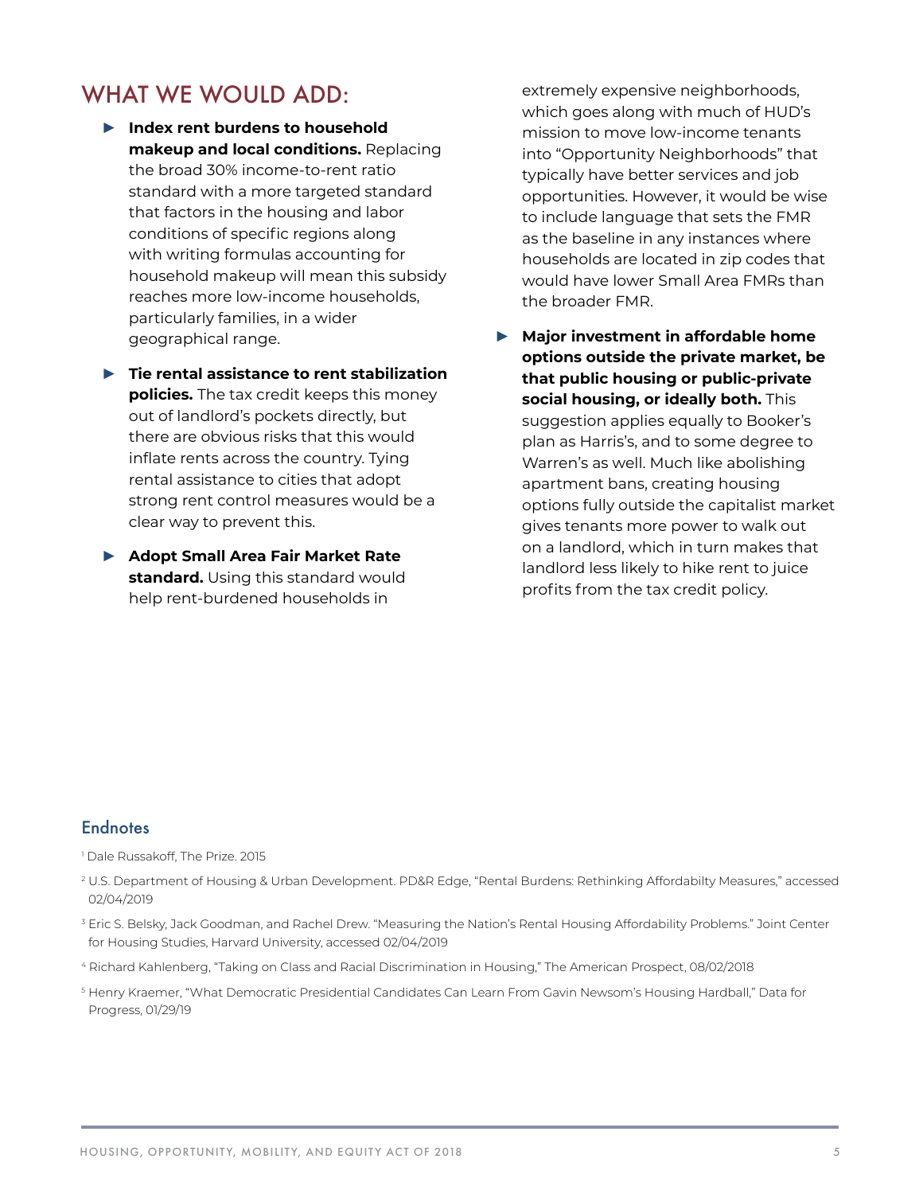## WHAT WE WOULD ADD:

- **Index rent burdens to household makeup and local conditions.** Replacing the broad 30% income-to-rent ratio standard with a more targeted standard that factors in the housing and labor conditions of specific regions along with writing formulas accounting for household makeup will mean this subsidy reaches more low-income households, particularly families, in a wider geographical range.

- **Tie rental assistance to rent stabilization policies.** The tax credit keeps this money out of landlord's pockets directly, but there are obvious risks that this would inflate rents across the country. Tying rental assistance to cities that adopt strong rent control measures would be a clear way to prevent this.

- **Adopt Small Area Fair Market Rate standard.** Using this standard would help rent-burdened households in extremely expensive neighborhoods, which goes along with much of HUD's mission to move low-income tenants into "Opportunity Neighborhoods" that typically have better services and job opportunities. However, it would be wise to include language that sets the FMR as the baseline in any instances where households are located in zip codes that would have lower Small Area FMRs than the broader FMR.

- **Major investment in affordable home options outside the private market, be that public housing or public-private social housing, or ideally both.** This suggestion applies equally to Booker's plan as Harris's, and to some degree to Warren's as well. Much like abolishing apartment bans, creating housing options fully outside the capitalist market gives tenants more power to walk out on a landlord, which in turn makes that landlord less likely to hike rent to juice profits from the tax credit policy.

### Endnotes

[1] Dale Russakoff, The Prize. 2015

[2] U.S. Department of Housing & Urban Development. PD&R Edge, "Rental Burdens: Rethinking Affordabilty Measures," accessed 02/04/2019

[3] Eric S. Belsky, Jack Goodman, and Rachel Drew. "Measuring the Nation's Rental Housing Affordability Problems." Joint Center for Housing Studies, Harvard University, accessed 02/04/2019

[4] Richard Kahlenberg, "Taking on Class and Racial Discrimination in Housing," The American Prospect, 08/02/2018

[5] Henry Kraemer, "What Democratic Presidential Candidates Can Learn From Gavin Newsom's Housing Hardball," Data for Progress, 01/29/19